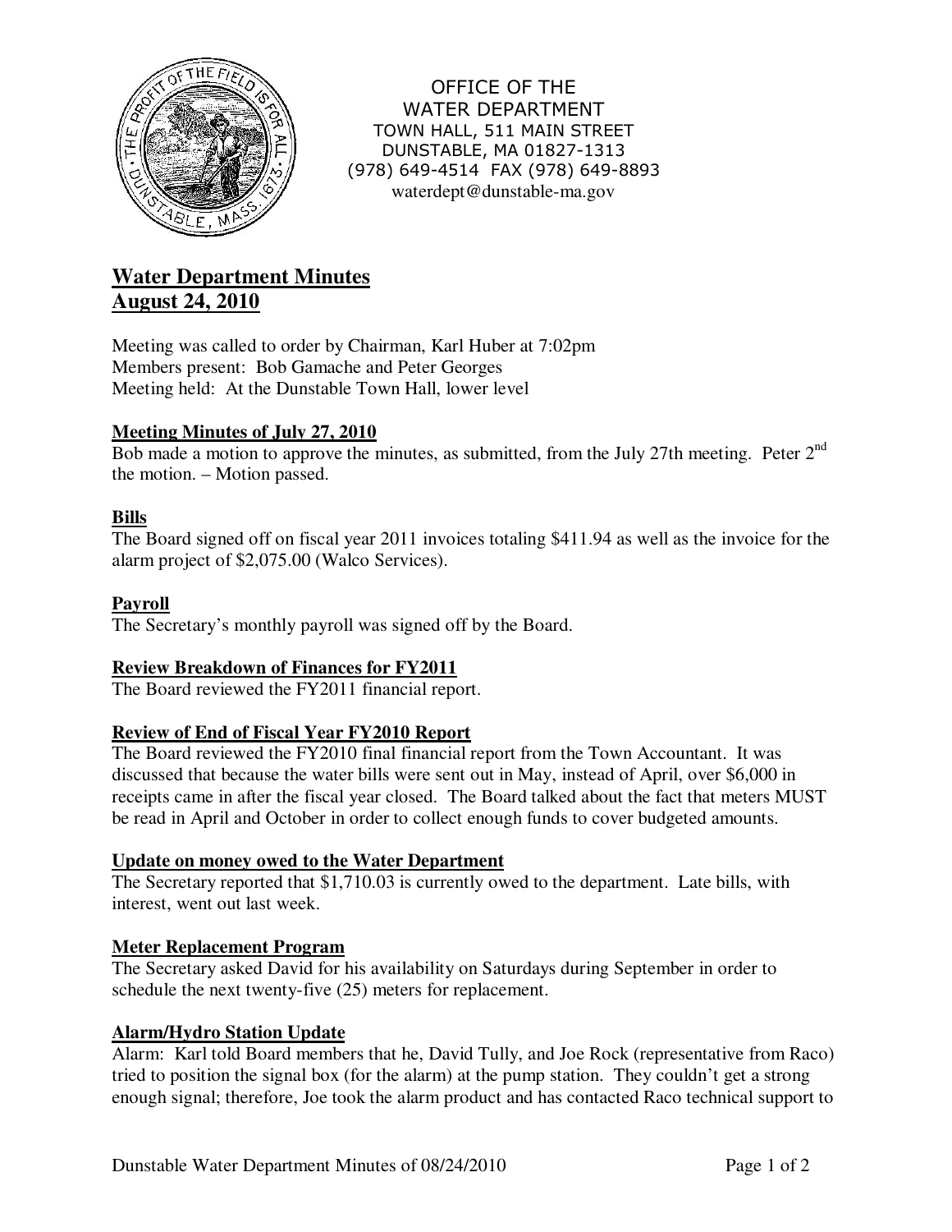OFFICE OF THE
WATER DEPARTMENT
TOWN HALL, 511 MAIN STREET
DUNSTABLE, MA 01827-1313
(978) 649-4514 FAX (978) 649-8893
waterdept@dunstable-ma.gov

# Water Department Minutes
# August 24, 2010

Meeting was called to order by Chairman, Karl Huber at 7:02pm
Members present: Bob Gamache and Peter Georges
Meeting held: At the Dunstable Town Hall, lower level

## Meeting Minutes of July 27, 2010

Bob made a motion to approve the minutes, as submitted, from the July 27th meeting. Peter 2nd the motion. – Motion passed.

## Bills

The Board signed off on fiscal year 2011 invoices totaling $411.94 as well as the invoice for the alarm project of $2,075.00 (Walco Services).

## Payroll

The Secretary's monthly payroll was signed off by the Board.

## Review Breakdown of Finances for FY2011

The Board reviewed the FY2011 financial report.

## Review of End of Fiscal Year FY2010 Report

The Board reviewed the FY2010 final financial report from the Town Accountant. It was discussed that because the water bills were sent out in May, instead of April, over $6,000 in receipts came in after the fiscal year closed. The Board talked about the fact that meters MUST be read in April and October in order to collect enough funds to cover budgeted amounts.

## Update on money owed to the Water Department

The Secretary reported that $1,710.03 is currently owed to the department. Late bills, with interest, went out last week.

## Meter Replacement Program

The Secretary asked David for his availability on Saturdays during September in order to schedule the next twenty-five (25) meters for replacement.

## Alarm/Hydro Station Update

Alarm: Karl told Board members that he, David Tully, and Joe Rock (representative from Raco) tried to position the signal box (for the alarm) at the pump station. They couldn't get a strong enough signal; therefore, Joe took the alarm product and has contacted Raco technical support to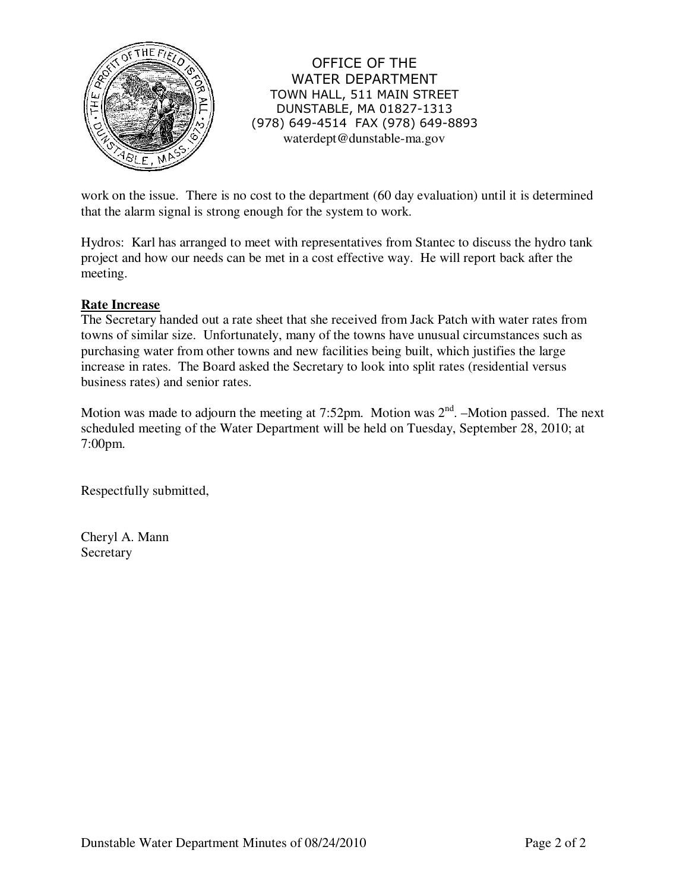OFFICE OF THE
WATER DEPARTMENT
TOWN HALL, 511 MAIN STREET
DUNSTABLE, MA 01827-1313
(978) 649-4514 FAX (978) 649-8893
waterdept@dunstable-ma.gov

work on the issue. There is no cost to the department (60 day evaluation) until it is determined that the alarm signal is strong enough for the system to work.

Hydros: Karl has arranged to meet with representatives from Stantec to discuss the hydro tank project and how our needs can be met in a cost effective way. He will report back after the meeting.

**Rate Increase**

The Secretary handed out a rate sheet that she received from Jack Patch with water rates from towns of similar size. Unfortunately, many of the towns have unusual circumstances such as purchasing water from other towns and new facilities being built, which justifies the large increase in rates. The Board asked the Secretary to look into split rates (residential versus business rates) and senior rates.

Motion was made to adjourn the meeting at 7:52pm. Motion was 2nd. –Motion passed. The next scheduled meeting of the Water Department will be held on Tuesday, September 28, 2010; at 7:00pm.

Respectfully submitted,

Cheryl A. Mann
Secretary